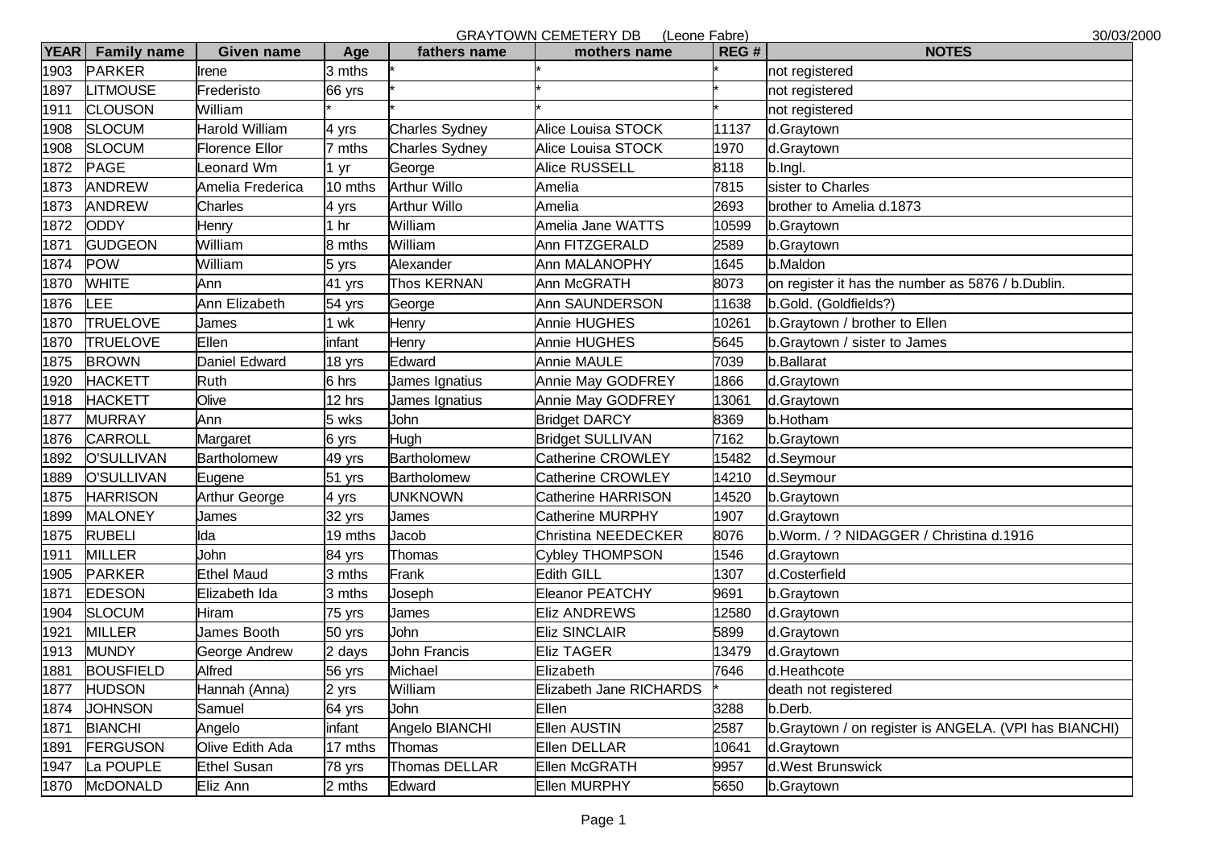GRAYTOWN CEMETERY DB (Leone Fabre) 30/03/2000

| YEAR | Family name | Given name | Age | fathers name | mothers name | REG # | NOTES |
|---|---|---|---|---|---|---|---|
| 1903 | PARKER | Irene | 3 mths | * | * | * | not registered |
| 1897 | LITMOUSE | Frederisto | 66 yrs | * | * | * | not registered |
| 1911 | CLOUSON | William | * | * | * | * | not registered |
| 1908 | SLOCUM | Harold William | 4 yrs | Charles Sydney | Alice Louisa STOCK | 11137 | d.Graytown |
| 1908 | SLOCUM | Florence Ellor | 7 mths | Charles Sydney | Alice Louisa STOCK | 1970 | d.Graytown |
| 1872 | PAGE | Leonard Wm | 1 yr | George | Alice RUSSELL | 8118 | b.Ingl. |
| 1873 | ANDREW | Amelia Frederica | 10 mths | Arthur Willo | Amelia | 7815 | sister to Charles |
| 1873 | ANDREW | Charles | 4 yrs | Arthur Willo | Amelia | 2693 | brother to Amelia d.1873 |
| 1872 | ODDY | Henry | 1 hr | William | Amelia Jane WATTS | 10599 | b.Graytown |
| 1871 | GUDGEON | William | 8 mths | William | Ann FITZGERALD | 2589 | b.Graytown |
| 1874 | POW | William | 5 yrs | Alexander | Ann MALANOPHY | 1645 | b.Maldon |
| 1870 | WHITE | Ann | 41 yrs | Thos KERNAN | Ann McGRATH | 8073 | on register it has the number as 5876 / b.Dublin. |
| 1876 | LEE | Ann Elizabeth | 54 yrs | George | Ann SAUNDERSON | 11638 | b.Gold. (Goldfields?) |
| 1870 | TRUELOVE | James | 1 wk | Henry | Annie HUGHES | 10261 | b.Graytown / brother to Ellen |
| 1870 | TRUELOVE | Ellen | infant | Henry | Annie HUGHES | 5645 | b.Graytown / sister to James |
| 1875 | BROWN | Daniel Edward | 18 yrs | Edward | Annie MAULE | 7039 | b.Ballarat |
| 1920 | HACKETT | Ruth | 6 hrs | James Ignatius | Annie May GODFREY | 1866 | d.Graytown |
| 1918 | HACKETT | Olive | 12 hrs | James Ignatius | Annie May GODFREY | 13061 | d.Graytown |
| 1877 | MURRAY | Ann | 5 wks | John | Bridget DARCY | 8369 | b.Hotham |
| 1876 | CARROLL | Margaret | 6 yrs | Hugh | Bridget SULLIVAN | 7162 | b.Graytown |
| 1892 | O'SULLIVAN | Bartholomew | 49 yrs | Bartholomew | Catherine CROWLEY | 15482 | d.Seymour |
| 1889 | O'SULLIVAN | Eugene | 51 yrs | Bartholomew | Catherine CROWLEY | 14210 | d.Seymour |
| 1875 | HARRISON | Arthur George | 4 yrs | UNKNOWN | Catherine HARRISON | 14520 | b.Graytown |
| 1899 | MALONEY | James | 32 yrs | James | Catherine MURPHY | 1907 | d.Graytown |
| 1875 | RUBELI | Ida | 19 mths | Jacob | Christina NEEDECKER | 8076 | b.Worm. / ? NIDAGGER / Christina d.1916 |
| 1911 | MILLER | John | 84 yrs | Thomas | Cybley THOMPSON | 1546 | d.Graytown |
| 1905 | PARKER | Ethel Maud | 3 mths | Frank | Edith GILL | 1307 | d.Costerfield |
| 1871 | EDESON | Elizabeth Ida | 3 mths | Joseph | Eleanor PEATCHY | 9691 | b.Graytown |
| 1904 | SLOCUM | Hiram | 75 yrs | James | Eliz ANDREWS | 12580 | d.Graytown |
| 1921 | MILLER | James Booth | 50 yrs | John | Eliz SINCLAIR | 5899 | d.Graytown |
| 1913 | MUNDY | George Andrew | 2 days | John Francis | Eliz TAGER | 13479 | d.Graytown |
| 1881 | BOUSFIELD | Alfred | 56 yrs | Michael | Elizabeth | 7646 | d.Heathcote |
| 1877 | HUDSON | Hannah (Anna) | 2 yrs | William | Elizabeth Jane RICHARDS | * | death not registered |
| 1874 | JOHNSON | Samuel | 64 yrs | John | Ellen | 3288 | b.Derb. |
| 1871 | BIANCHI | Angelo | infant | Angelo BIANCHI | Ellen AUSTIN | 2587 | b.Graytown / on register is ANGELA. (VPI has BIANCHI) |
| 1891 | FERGUSON | Olive Edith Ada | 17 mths | Thomas | Ellen DELLAR | 10641 | d.Graytown |
| 1947 | La POUPLE | Ethel Susan | 78 yrs | Thomas DELLAR | Ellen McGRATH | 9957 | d.West Brunswick |
| 1870 | McDONALD | Eliz Ann | 2 mths | Edward | Ellen MURPHY | 5650 | b.Graytown |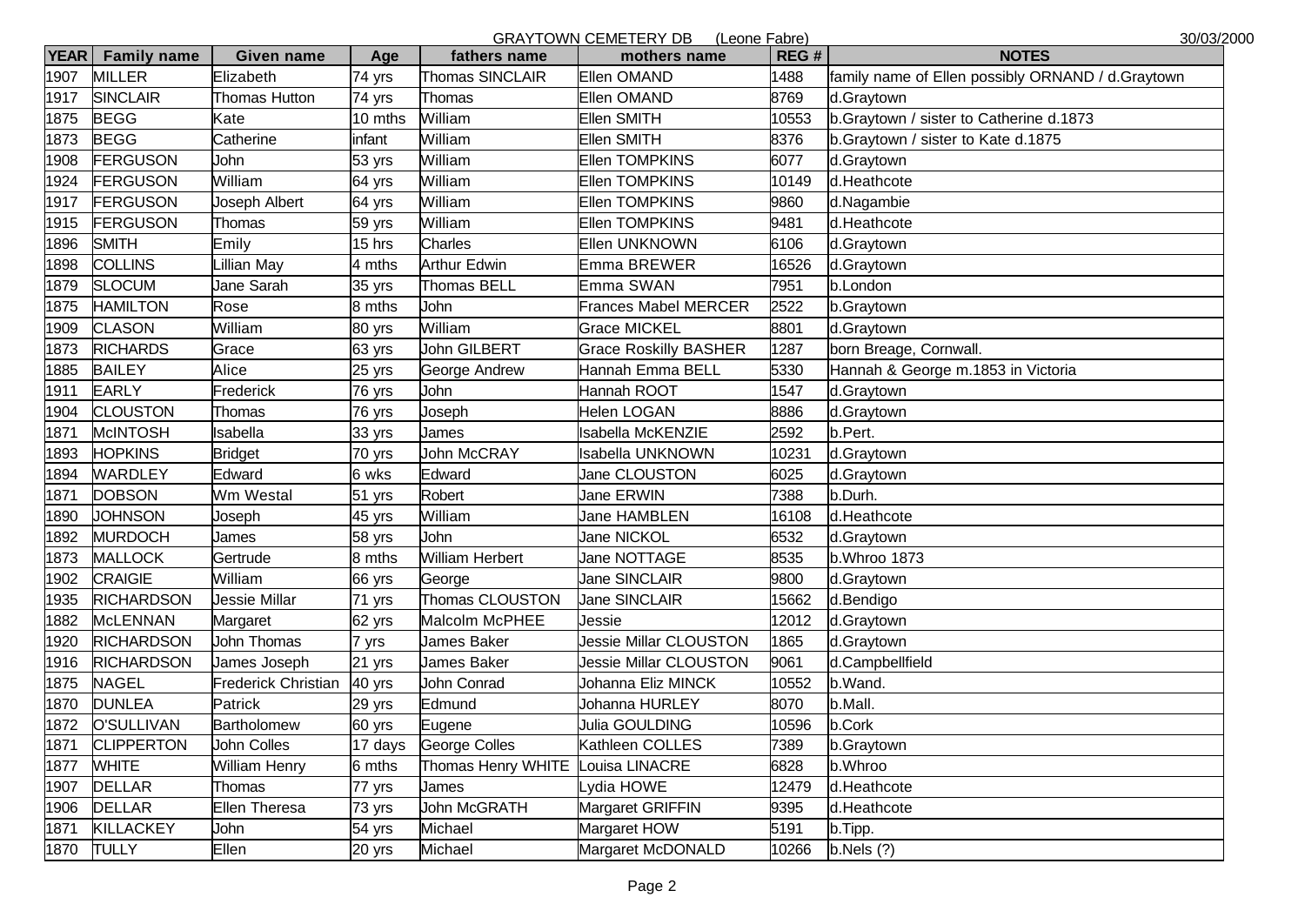GRAYTOWN CEMETERY DB (Leone Fabre) 30/03/2000

| YEAR | Family name | Given name | Age | fathers name | mothers name | REG # | NOTES |
|---|---|---|---|---|---|---|---|
| 1907 | MILLER | Elizabeth | 74 yrs | Thomas SINCLAIR | Ellen OMAND | 1488 | family name of Ellen possibly ORNAND / d.Graytown |
| 1917 | SINCLAIR | Thomas Hutton | 74 yrs | Thomas | Ellen OMAND | 8769 | d.Graytown |
| 1875 | BEGG | Kate | 10 mths | William | Ellen SMITH | 10553 | b.Graytown / sister to Catherine d.1873 |
| 1873 | BEGG | Catherine | infant | William | Ellen SMITH | 8376 | b.Graytown / sister to Kate d.1875 |
| 1908 | FERGUSON | John | 53 yrs | William | Ellen TOMPKINS | 6077 | d.Graytown |
| 1924 | FERGUSON | William | 64 yrs | William | Ellen TOMPKINS | 10149 | d.Heathcote |
| 1917 | FERGUSON | Joseph Albert | 64 yrs | William | Ellen TOMPKINS | 9860 | d.Nagambie |
| 1915 | FERGUSON | Thomas | 59 yrs | William | Ellen TOMPKINS | 9481 | d.Heathcote |
| 1896 | SMITH | Emily | 15 hrs | Charles | Ellen UNKNOWN | 6106 | d.Graytown |
| 1898 | COLLINS | Lillian May | 4 mths | Arthur Edwin | Emma BREWER | 16526 | d.Graytown |
| 1879 | SLOCUM | Jane Sarah | 35 yrs | Thomas BELL | Emma SWAN | 7951 | b.London |
| 1875 | HAMILTON | Rose | 8 mths | John | Frances Mabel MERCER | 2522 | b.Graytown |
| 1909 | CLASON | William | 80 yrs | William | Grace MICKEL | 8801 | d.Graytown |
| 1873 | RICHARDS | Grace | 63 yrs | John GILBERT | Grace Roskilly BASHER | 1287 | born Breage, Cornwall. |
| 1885 | BAILEY | Alice | 25 yrs | George Andrew | Hannah Emma BELL | 5330 | Hannah & George m.1853 in Victoria |
| 1911 | EARLY | Frederick | 76 yrs | John | Hannah ROOT | 1547 | d.Graytown |
| 1904 | CLOUSTON | Thomas | 76 yrs | Joseph | Helen LOGAN | 8886 | d.Graytown |
| 1871 | McINTOSH | Isabella | 33 yrs | James | Isabella McKENZIE | 2592 | b.Pert. |
| 1893 | HOPKINS | Bridget | 70 yrs | John McCRAY | Isabella UNKNOWN | 10231 | d.Graytown |
| 1894 | WARDLEY | Edward | 6 wks | Edward | Jane CLOUSTON | 6025 | d.Graytown |
| 1871 | DOBSON | Wm Westal | 51 yrs | Robert | Jane ERWIN | 7388 | b.Durh. |
| 1890 | JOHNSON | Joseph | 45 yrs | William | Jane HAMBLEN | 16108 | d.Heathcote |
| 1892 | MURDOCH | James | 58 yrs | John | Jane NICKOL | 6532 | d.Graytown |
| 1873 | MALLOCK | Gertrude | 8 mths | William Herbert | Jane NOTTAGE | 8535 | b.Whroo 1873 |
| 1902 | CRAIGIE | William | 66 yrs | George | Jane SINCLAIR | 9800 | d.Graytown |
| 1935 | RICHARDSON | Jessie Millar | 71 yrs | Thomas CLOUSTON | Jane SINCLAIR | 15662 | d.Bendigo |
| 1882 | McLENNAN | Margaret | 62 yrs | Malcolm McPHEE | Jessie | 12012 | d.Graytown |
| 1920 | RICHARDSON | John Thomas | 7 yrs | James Baker | Jessie Millar CLOUSTON | 1865 | d.Graytown |
| 1916 | RICHARDSON | James Joseph | 21 yrs | James Baker | Jessie Millar CLOUSTON | 9061 | d.Campbellfield |
| 1875 | NAGEL | Frederick Christian | 40 yrs | John Conrad | Johanna Eliz MINCK | 10552 | b.Wand. |
| 1870 | DUNLEA | Patrick | 29 yrs | Edmund | Johanna HURLEY | 8070 | b.Mall. |
| 1872 | O'SULLIVAN | Bartholomew | 60 yrs | Eugene | Julia GOULDING | 10596 | b.Cork |
| 1871 | CLIPPERTON | John Colles | 17 days | George Colles | Kathleen COLLES | 7389 | b.Graytown |
| 1877 | WHITE | William Henry | 6 mths | Thomas Henry WHITE | Louisa LINACRE | 6828 | b.Whroo |
| 1907 | DELLAR | Thomas | 77 yrs | James | Lydia HOWE | 12479 | d.Heathcote |
| 1906 | DELLAR | Ellen Theresa | 73 yrs | John McGRATH | Margaret GRIFFIN | 9395 | d.Heathcote |
| 1871 | KILLACKEY | John | 54 yrs | Michael | Margaret HOW | 5191 | b.Tipp. |
| 1870 | TULLY | Ellen | 20 yrs | Michael | Margaret McDONALD | 10266 | b.Nels (?) |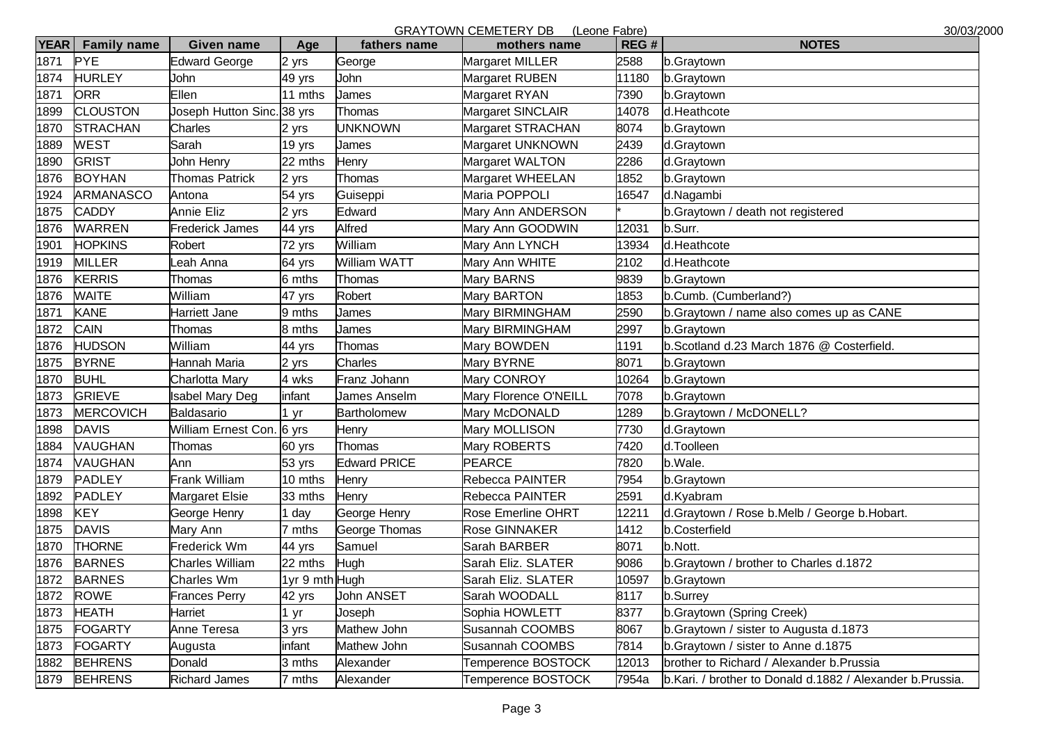GRAYTOWN CEMETERY DB (Leone Fabre) 30/03/2000

| YEAR | Family name | Given name | Age | fathers name | mothers name | REG # | NOTES |
|---|---|---|---|---|---|---|---|
| 1871 | PYE | Edward George | 2 yrs | George | Margaret MILLER | 2588 | b.Graytown |
| 1874 | HURLEY | John | 49 yrs | John | Margaret RUBEN | 11180 | b.Graytown |
| 1871 | ORR | Ellen | 11 mths | James | Margaret RYAN | 7390 | b.Graytown |
| 1899 | CLOUSTON | Joseph Hutton Sinc. | 38 yrs | Thomas | Margaret SINCLAIR | 14078 | d.Heathcote |
| 1870 | STRACHAN | Charles | 2 yrs | UNKNOWN | Margaret STRACHAN | 8074 | b.Graytown |
| 1889 | WEST | Sarah | 19 yrs | James | Margaret UNKNOWN | 2439 | d.Graytown |
| 1890 | GRIST | John Henry | 22 mths | Henry | Margaret WALTON | 2286 | d.Graytown |
| 1876 | BOYHAN | Thomas Patrick | 2 yrs | Thomas | Margaret WHEELAN | 1852 | b.Graytown |
| 1924 | ARMANASCO | Antona | 54 yrs | Guiseppi | Maria POPPOLI | 16547 | d.Nagambi |
| 1875 | CADDY | Annie Eliz | 2 yrs | Edward | Mary Ann ANDERSON | * | b.Graytown / death not registered |
| 1876 | WARREN | Frederick James | 44 yrs | Alfred | Mary Ann GOODWIN | 12031 | b.Surr. |
| 1901 | HOPKINS | Robert | 72 yrs | William | Mary Ann LYNCH | 13934 | d.Heathcote |
| 1919 | MILLER | Leah Anna | 64 yrs | William WATT | Mary Ann WHITE | 2102 | d.Heathcote |
| 1876 | KERRIS | Thomas | 6 mths | Thomas | Mary BARNS | 9839 | b.Graytown |
| 1876 | WAITE | William | 47 yrs | Robert | Mary BARTON | 1853 | b.Cumb. (Cumberland?) |
| 1871 | KANE | Harriett Jane | 9 mths | James | Mary BIRMINGHAM | 2590 | b.Graytown / name also comes up as CANE |
| 1872 | CAIN | Thomas | 8 mths | James | Mary BIRMINGHAM | 2997 | b.Graytown |
| 1876 | HUDSON | William | 44 yrs | Thomas | Mary BOWDEN | 1191 | b.Scotland d.23 March 1876 @ Costerfield. |
| 1875 | BYRNE | Hannah Maria | 2 yrs | Charles | Mary BYRNE | 8071 | b.Graytown |
| 1870 | BUHL | Charlotta Mary | 4 wks | Franz Johann | Mary CONROY | 10264 | b.Graytown |
| 1873 | GRIEVE | Isabel Mary Deg | infant | James Anselm | Mary Florence O'NEILL | 7078 | b.Graytown |
| 1873 | MERCOVICH | Baldasario | 1 yr | Bartholomew | Mary McDONALD | 1289 | b.Graytown / McDONELL? |
| 1898 | DAVIS | William Ernest Con. | 6 yrs | Henry | Mary MOLLISON | 7730 | d.Graytown |
| 1884 | VAUGHAN | Thomas | 60 yrs | Thomas | Mary ROBERTS | 7420 | d.Toolleen |
| 1874 | VAUGHAN | Ann | 53 yrs | Edward PRICE | PEARCE | 7820 | b.Wale. |
| 1879 | PADLEY | Frank William | 10 mths | Henry | Rebecca PAINTER | 7954 | b.Graytown |
| 1892 | PADLEY | Margaret Elsie | 33 mths | Henry | Rebecca PAINTER | 2591 | d.Kyabram |
| 1898 | KEY | George Henry | 1 day | George Henry | Rose Emerline OHRT | 12211 | d.Graytown / Rose b.Melb / George b.Hobart. |
| 1875 | DAVIS | Mary Ann | 7 mths | George Thomas | Rose GINNAKER | 1412 | b.Costerfield |
| 1870 | THORNE | Frederick Wm | 44 yrs | Samuel | Sarah BARBER | 8071 | b.Nott. |
| 1876 | BARNES | Charles William | 22 mths | Hugh | Sarah Eliz. SLATER | 9086 | b.Graytown / brother to Charles d.1872 |
| 1872 | BARNES | Charles Wm | 1yr 9 mth | Hugh | Sarah Eliz. SLATER | 10597 | b.Graytown |
| 1872 | ROWE | Frances Perry | 42 yrs | John ANSET | Sarah WOODALL | 8117 | b.Surrey |
| 1873 | HEATH | Harriet | 1 yr | Joseph | Sophia HOWLETT | 8377 | b.Graytown (Spring Creek) |
| 1875 | FOGARTY | Anne Teresa | 3 yrs | Mathew John | Susannah COOMBS | 8067 | b.Graytown / sister to Augusta d.1873 |
| 1873 | FOGARTY | Augusta | infant | Mathew John | Susannah COOMBS | 7814 | b.Graytown / sister to Anne d.1875 |
| 1882 | BEHRENS | Donald | 3 mths | Alexander | Temperence BOSTOCK | 12013 | brother to Richard / Alexander b.Prussia |
| 1879 | BEHRENS | Richard James | 7 mths | Alexander | Temperence BOSTOCK | 7954a | b.Kari. / brother to Donald d.1882 / Alexander b.Prussia. |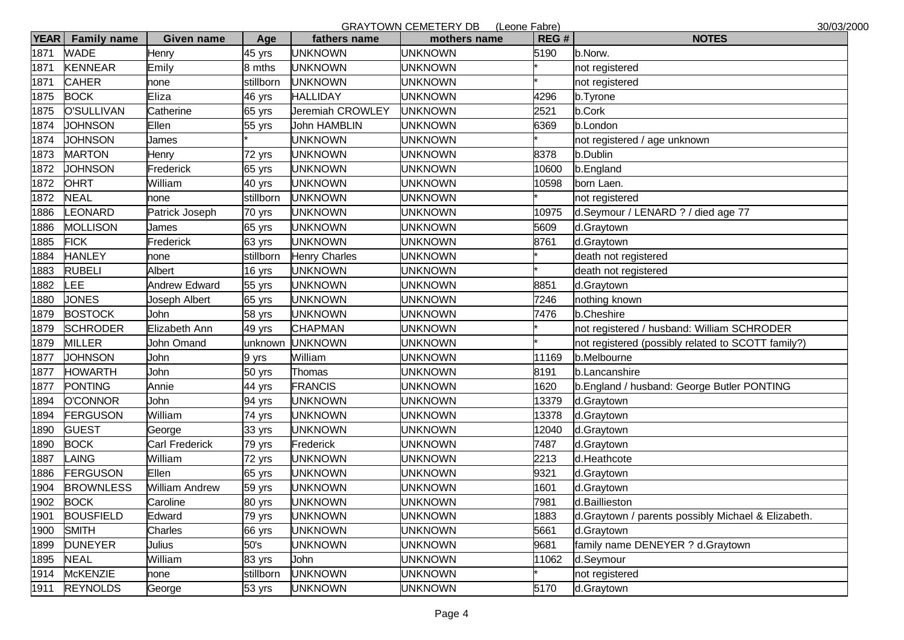GRAYTOWN CEMETERY DB (Leone Fabre) 30/03/2000

| YEAR | Family name | Given name | Age | fathers name | mothers name | REG # | NOTES |
|---|---|---|---|---|---|---|---|
| 1871 | WADE | Henry | 45 yrs | UNKNOWN | UNKNOWN | 5190 | b.Norw. |
| 1871 | KENNEAR | Emily | 8 mths | UNKNOWN | UNKNOWN | * | not registered |
| 1871 | CAHER | none | stillborn | UNKNOWN | UNKNOWN | * | not registered |
| 1875 | BOCK | Eliza | 46 yrs | HALLIDAY | UNKNOWN | 4296 | b.Tyrone |
| 1875 | O'SULLIVAN | Catherine | 65 yrs | Jeremiah CROWLEY | UNKNOWN | 2521 | b.Cork |
| 1874 | JOHNSON | Ellen | 55 yrs | John HAMBLIN | UNKNOWN | 6369 | b.London |
| 1874 | JOHNSON | James | * | UNKNOWN | UNKNOWN | * | not registered / age unknown |
| 1873 | MARTON | Henry | 72 yrs | UNKNOWN | UNKNOWN | 8378 | b.Dublin |
| 1872 | JOHNSON | Frederick | 65 yrs | UNKNOWN | UNKNOWN | 10600 | b.England |
| 1872 | OHRT | William | 40 yrs | UNKNOWN | UNKNOWN | 10598 | born Laen. |
| 1872 | NEAL | none | stillborn | UNKNOWN | UNKNOWN | * | not registered |
| 1886 | LEONARD | Patrick Joseph | 70 yrs | UNKNOWN | UNKNOWN | 10975 | d.Seymour / LENARD ? / died age 77 |
| 1886 | MOLLISON | James | 65 yrs | UNKNOWN | UNKNOWN | 5609 | d.Graytown |
| 1885 | FICK | Frederick | 63 yrs | UNKNOWN | UNKNOWN | 8761 | d.Graytown |
| 1884 | HANLEY | none | stillborn | Henry Charles | UNKNOWN | * | death not registered |
| 1883 | RUBELI | Albert | 16 yrs | UNKNOWN | UNKNOWN | * | death not registered |
| 1882 | LEE | Andrew Edward | 55 yrs | UNKNOWN | UNKNOWN | 8851 | d.Graytown |
| 1880 | JONES | Joseph Albert | 65 yrs | UNKNOWN | UNKNOWN | 7246 | nothing known |
| 1879 | BOSTOCK | John | 58 yrs | UNKNOWN | UNKNOWN | 7476 | b.Cheshire |
| 1879 | SCHRODER | Elizabeth Ann | 49 yrs | CHAPMAN | UNKNOWN | * | not registered / husband: William SCHRODER |
| 1879 | MILLER | John Omand | unknown | UNKNOWN | UNKNOWN | * | not registered (possibly related to SCOTT family?) |
| 1877 | JOHNSON | John | 9 yrs | William | UNKNOWN | 11169 | b.Melbourne |
| 1877 | HOWARTH | John | 50 yrs | Thomas | UNKNOWN | 8191 | b.Lancanshire |
| 1877 | PONTING | Annie | 44 yrs | FRANCIS | UNKNOWN | 1620 | b.England / husband: George Butler PONTING |
| 1894 | O'CONNOR | John | 94 yrs | UNKNOWN | UNKNOWN | 13379 | d.Graytown |
| 1894 | FERGUSON | William | 74 yrs | UNKNOWN | UNKNOWN | 13378 | d.Graytown |
| 1890 | GUEST | George | 33 yrs | UNKNOWN | UNKNOWN | 12040 | d.Graytown |
| 1890 | BOCK | Carl Frederick | 79 yrs | Frederick | UNKNOWN | 7487 | d.Graytown |
| 1887 | LAING | William | 72 yrs | UNKNOWN | UNKNOWN | 2213 | d.Heathcote |
| 1886 | FERGUSON | Ellen | 65 yrs | UNKNOWN | UNKNOWN | 9321 | d.Graytown |
| 1904 | BROWNLESS | William Andrew | 59 yrs | UNKNOWN | UNKNOWN | 1601 | d.Graytown |
| 1902 | BOCK | Caroline | 80 yrs | UNKNOWN | UNKNOWN | 7981 | d.Baillieston |
| 1901 | BOUSFIELD | Edward | 79 yrs | UNKNOWN | UNKNOWN | 1883 | d.Graytown / parents possibly Michael & Elizabeth. |
| 1900 | SMITH | Charles | 66 yrs | UNKNOWN | UNKNOWN | 5661 | d.Graytown |
| 1899 | DUNEYER | Julius | 50's | UNKNOWN | UNKNOWN | 9681 | family name DENEYER ? d.Graytown |
| 1895 | NEAL | William | 83 yrs | John | UNKNOWN | 11062 | d.Seymour |
| 1914 | McKENZIE | none | stillborn | UNKNOWN | UNKNOWN | * | not registered |
| 1911 | REYNOLDS | George | 53 yrs | UNKNOWN | UNKNOWN | 5170 | d.Graytown |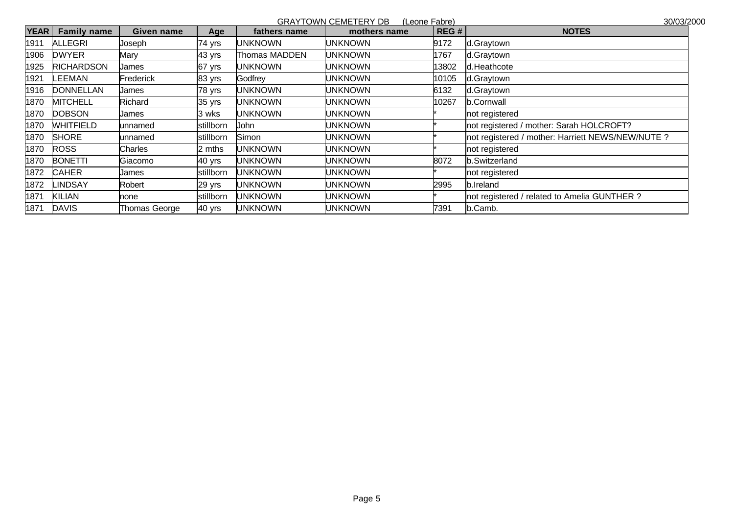| YEAR | Family name | Given name | Age | fathers name | mothers name | REG # | NOTES |
|---|---|---|---|---|---|---|---|
| 1911 | ALLEGRI | Joseph | 74 yrs | UNKNOWN | UNKNOWN | 9172 | d.Graytown |
| 1906 | DWYER | Mary | 43 yrs | Thomas MADDEN | UNKNOWN | 1767 | d.Graytown |
| 1925 | RICHARDSON | James | 67 yrs | UNKNOWN | UNKNOWN | 13802 | d.Heathcote |
| 1921 | LEEMAN | Frederick | 83 yrs | Godfrey | UNKNOWN | 10105 | d.Graytown |
| 1916 | DONNELLAN | James | 78 yrs | UNKNOWN | UNKNOWN | 6132 | d.Graytown |
| 1870 | MITCHELL | Richard | 35 yrs | UNKNOWN | UNKNOWN | 10267 | b.Cornwall |
| 1870 | DOBSON | James | 3 wks | UNKNOWN | UNKNOWN | * | not registered |
| 1870 | WHITFIELD | unnamed | stillborn | John | UNKNOWN | * | not registered / mother: Sarah HOLCROFT? |
| 1870 | SHORE | unnamed | stillborn | Simon | UNKNOWN | * | not registered / mother: Harriett NEWS/NEW/NUTE ? |
| 1870 | ROSS | Charles | 2 mths | UNKNOWN | UNKNOWN | * | not registered |
| 1870 | BONETTI | Giacomo | 40 yrs | UNKNOWN | UNKNOWN | 8072 | b.Switzerland |
| 1872 | CAHER | James | stillborn | UNKNOWN | UNKNOWN | * | not registered |
| 1872 | LINDSAY | Robert | 29 yrs | UNKNOWN | UNKNOWN | 2995 | b.Ireland |
| 1871 | KILIAN | none | stillborn | UNKNOWN | UNKNOWN | * | not registered / related to Amelia GUNTHER ? |
| 1871 | DAVIS | Thomas George | 40 yrs | UNKNOWN | UNKNOWN | 7391 | b.Camb. |